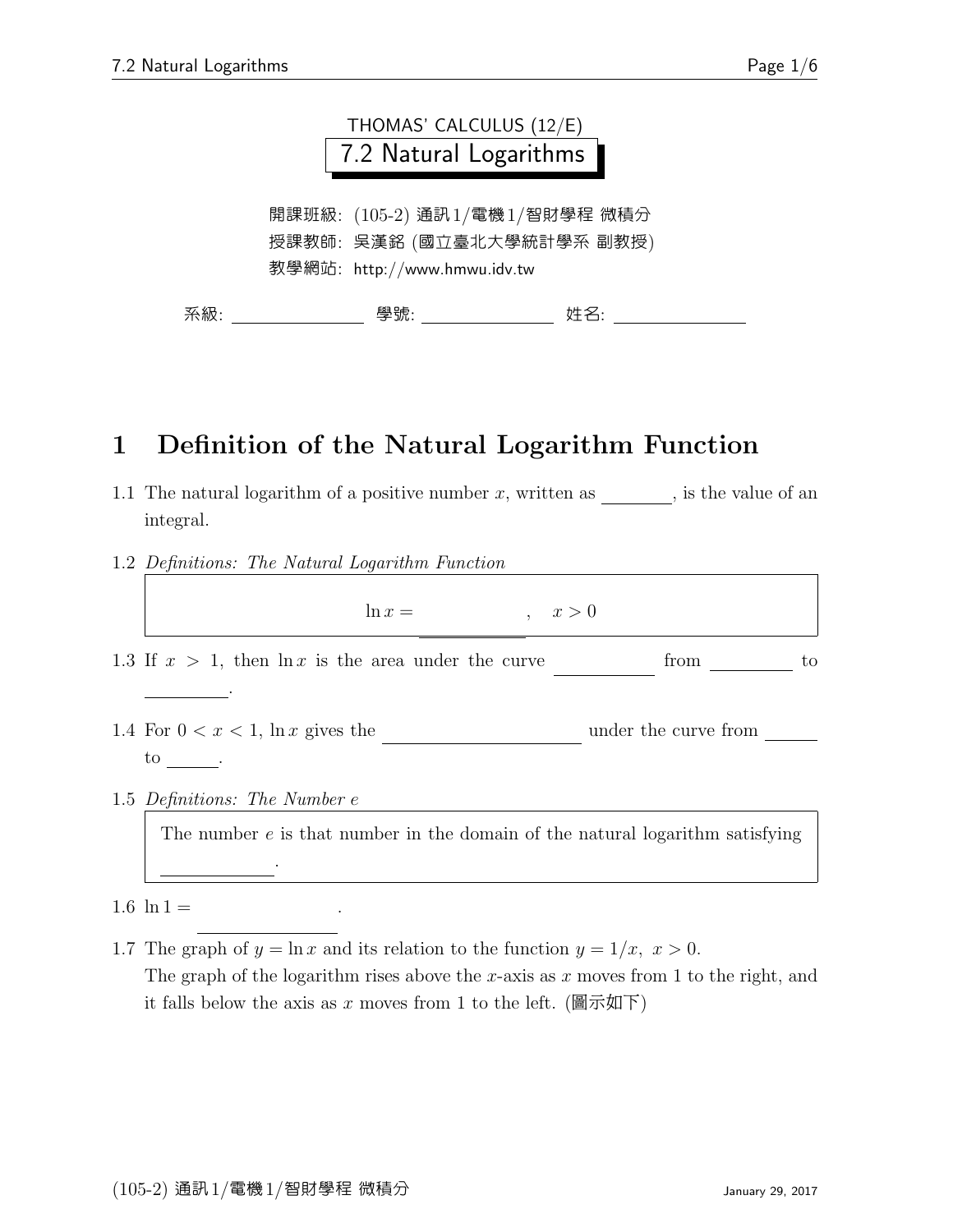THOMAS' CALCULUS (12/E)

# 7.2 Natural Logarithms

開課班級: (105-2) 通訊1/電機1/智財學程 微積分

授課教師: 吳漢銘 (國立臺北大學統計學系 副教授)

教學網站: http://www.hmwu.idv.tw

系級: ______________ 學號: ______________ 姓名: ______________

## 1 Definition of the Natural Logarithm Function

1.1 The natural logarithm of a positive number $x$, written as ________, is the value of an integral.

1.2 *Definitions: The Natural Logarithm Function*

$$\ln x = \underline{\hspace{3cm}}, \quad x > 0$$

1.3 If $x > 1$, then $\ln x$ is the area under the curve __________ from _________ to _________.

1.4 For $0 < x < 1$, $\ln x$ gives the ____________________ under the curve from ______ to ______.

1.5 *Definitions: The Number $e$*

The number $e$ is that number in the domain of the natural logarithm satisfying ____________.

1.6 $\ln 1 =$ ________________.

1.7 The graph of $y = \ln x$ and its relation to the function $y = 1/x,\ x > 0$.
The graph of the logarithm rises above the $x$-axis as $x$ moves from 1 to the right, and it falls below the axis as $x$ moves from 1 to the left. (圖示如下)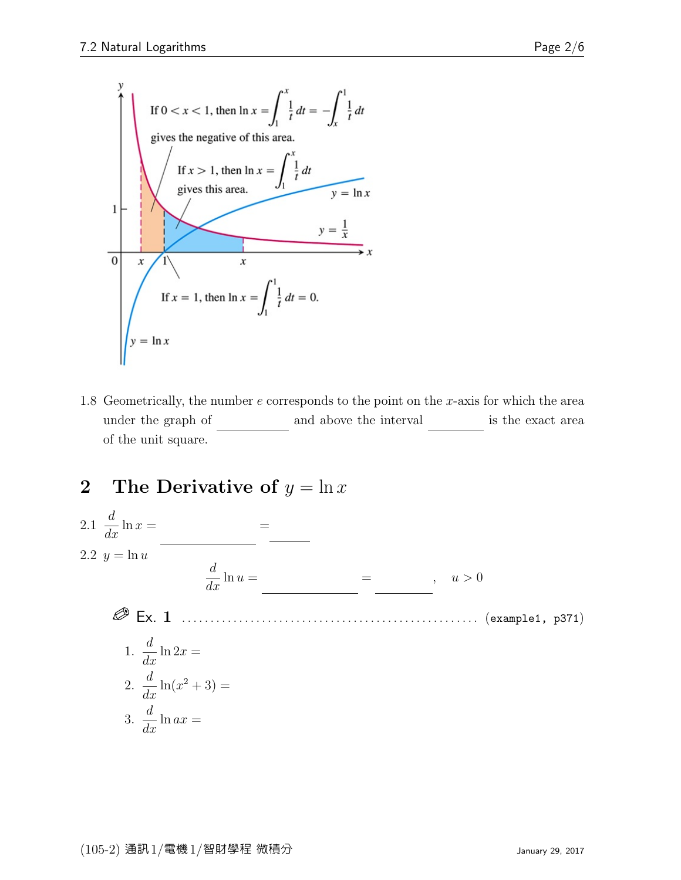If $0 < x < 1$, then $\ln x = \int_1^x \frac{1}{t}\,dt = -\int_x^1 \frac{1}{t}\,dt$ gives the negative of this area.

If $x > 1$, then $\ln x = \int_1^x \frac{1}{t}\,dt$ gives this area.

If $x = 1$, then $\ln x = \int_1^1 \frac{1}{t}\,dt = 0$.

$y = \ln x$

$y = \frac{1}{x}$

1.8 Geometrically, the number $e$ corresponds to the point on the $x$-axis for which the area under the graph of \_\_\_\_\_\_\_\_ and above the interval \_\_\_\_\_\_\_\_ is the exact area of the unit square.

## 2 The Derivative of $y = \ln x$

2.1 $\dfrac{d}{dx}\ln x =$ \_\_\_\_\_\_\_\_\_\_ $=$ \_\_\_\_\_\_

2.2 $y = \ln u$

$$\frac{d}{dx}\ln u = \text{\_\_\_\_\_\_\_\_\_\_} = \text{\_\_\_\_\_\_}, \quad u > 0$$

**Ex. 1** .................................................... (example1, p371)

1. $\dfrac{d}{dx}\ln 2x =$
2. $\dfrac{d}{dx}\ln(x^2 + 3) =$
3. $\dfrac{d}{dx}\ln ax =$

(105-2) 通訊1/電機1/智財學程 微積分 — January 29, 2017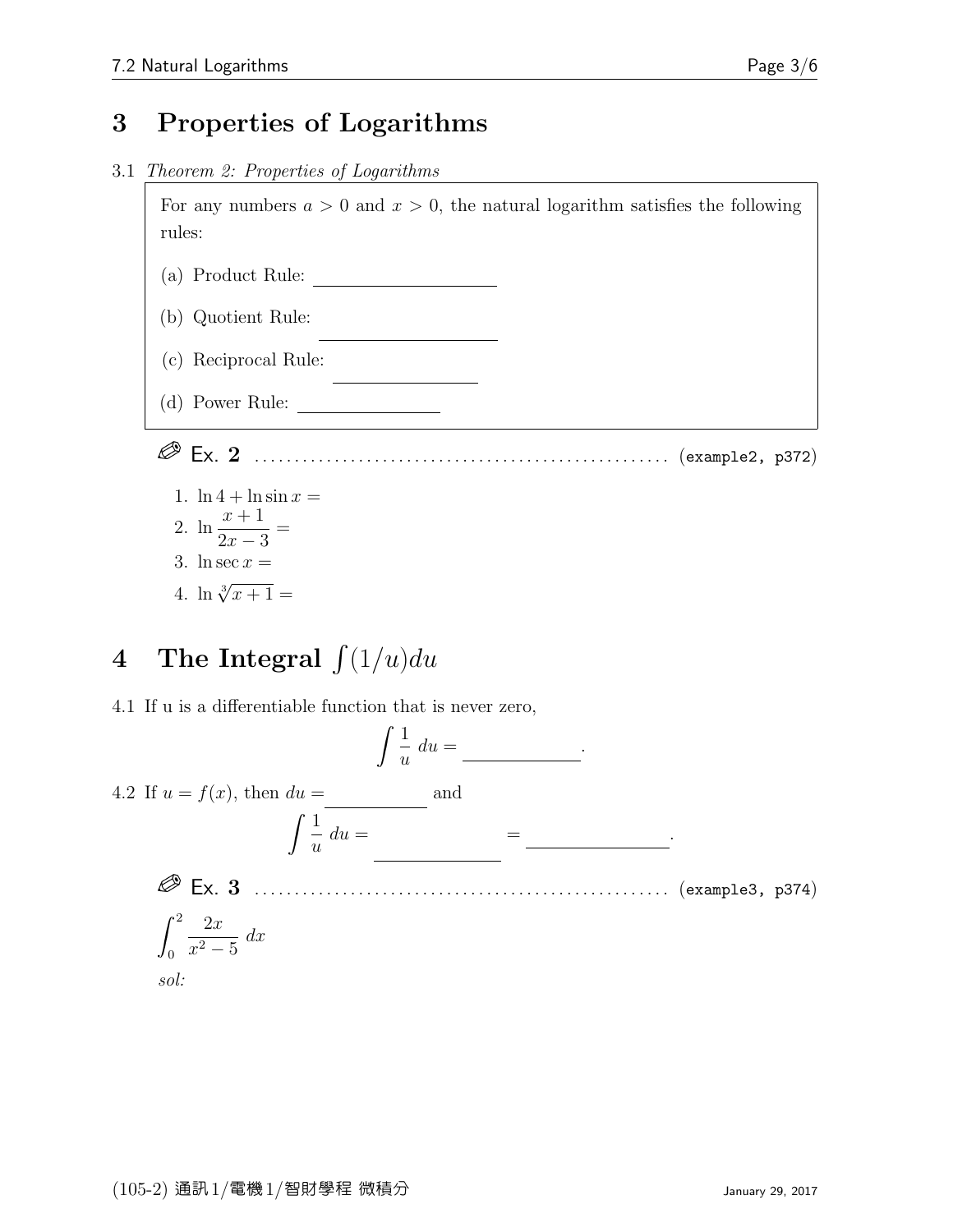# 3 Properties of Logarithms

3.1 *Theorem 2: Properties of Logarithms*

For any numbers $a > 0$ and $x > 0$, the natural logarithm satisfies the following rules:

(a) Product Rule: \_\_\_\_\_\_\_\_\_\_\_\_\_\_\_\_\_\_\_\_

(b) Quotient Rule: \_\_\_\_\_\_\_\_\_\_\_\_\_\_\_\_\_\_\_\_

(c) Reciprocal Rule: \_\_\_\_\_\_\_\_\_\_\_\_\_\_\_\_

(d) Power Rule: \_\_\_\_\_\_\_\_\_\_\_\_\_\_\_\_

✏ Ex. **2** .................................................... (example2, p372)

1. $\ln 4 + \ln \sin x =$
2. $\ln \dfrac{x+1}{2x-3} =$
3. $\ln \sec x =$
4. $\ln \sqrt[3]{x+1} =$

# 4 The Integral $\int (1/u) du$

4.1 If u is a differentiable function that is never zero,

$$\int \frac{1}{u}\, du = \_\_\_\_\_\_\_\_\_\_\_\_.$$

4.2 If $u = f(x)$, then $du =$ \_\_\_\_\_\_\_\_\_\_\_\_ and

$$\int \frac{1}{u}\, du = \_\_\_\_\_\_\_\_\_\_\_\_ = \_\_\_\_\_\_\_\_\_\_\_\_.$$

✏ Ex. **3** .................................................... (example3, p374)

$$\int_0^2 \frac{2x}{x^2-5}\, dx$$

*sol:*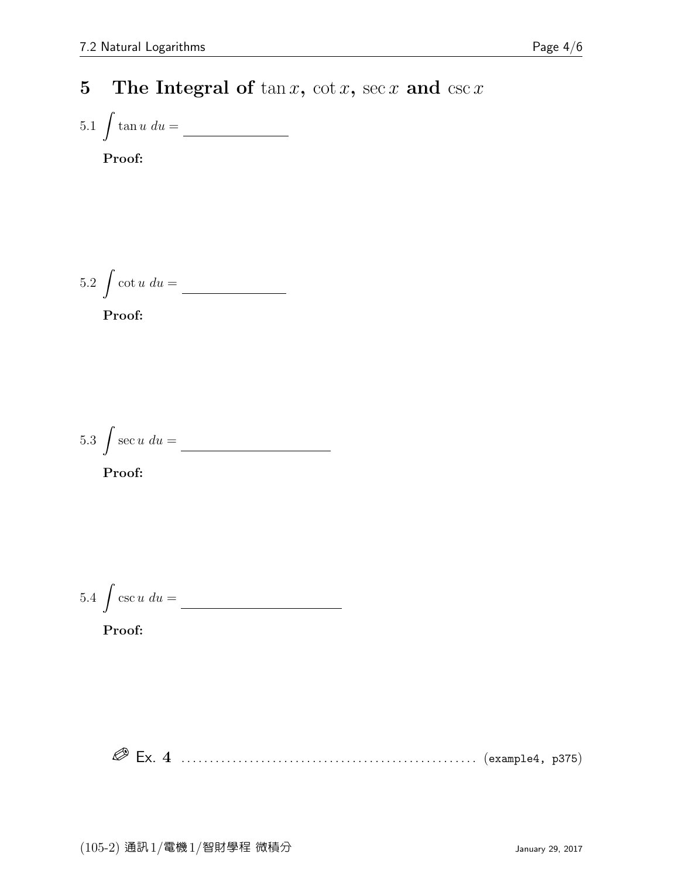# 5 The Integral of $\tan x$, $\cot x$, $\sec x$ and $\csc x$

5.1 $\displaystyle\int \tan u \, du =$ \_\_\_\_\_\_\_\_\_\_\_\_\_\_\_\_

**Proof:**

5.2 $\displaystyle\int \cot u \, du =$ \_\_\_\_\_\_\_\_\_\_\_\_\_\_\_\_

**Proof:**

5.3 $\displaystyle\int \sec u \, du =$ \_\_\_\_\_\_\_\_\_\_\_\_\_\_\_\_\_\_\_\_\_\_\_\_

**Proof:**

5.4 $\displaystyle\int \csc u \, du =$ \_\_\_\_\_\_\_\_\_\_\_\_\_\_\_\_\_\_\_\_\_\_\_\_\_\_

**Proof:**

Ex. 4 .................................................. (example4, p375)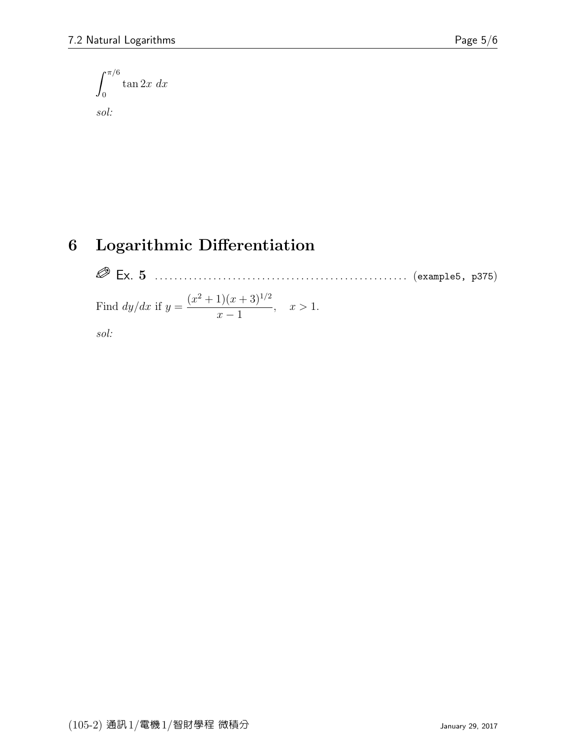$$\int_0^{\pi/6} \tan 2x \; dx$$

*sol:*

# 6 Logarithmic Differentiation

✐ Ex. 5 .................................................. (example5, p375)

Find $dy/dx$ if $y = \dfrac{(x^2+1)(x+3)^{1/2}}{x-1}, \quad x > 1.$

*sol:*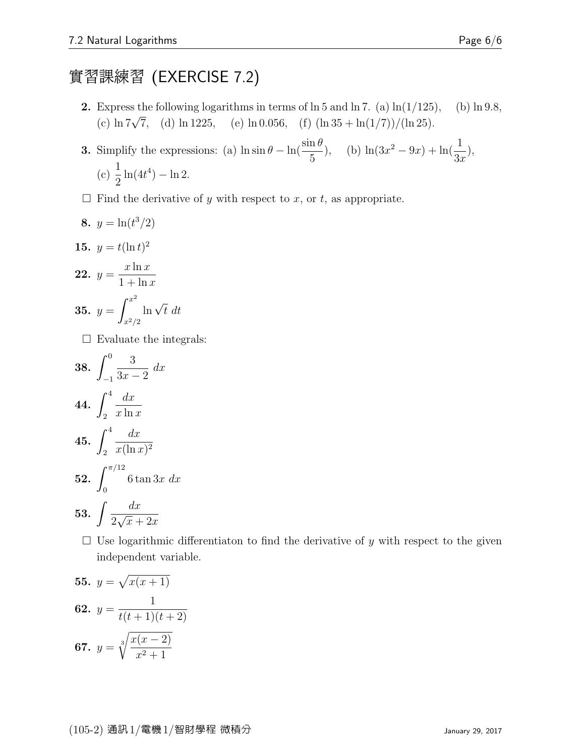## 實習課練習 (EXERCISE 7.2)

**2.** Express the following logarithms in terms of $\ln 5$ and $\ln 7$. (a) $\ln(1/125)$, (b) $\ln 9.8$, (c) $\ln 7\sqrt{7}$, (d) $\ln 1225$, (e) $\ln 0.056$, (f) $(\ln 35 + \ln(1/7))/(\ln 25)$.

**3.** Simplify the expressions: (a) $\ln \sin\theta - \ln(\dfrac{\sin\theta}{5})$, (b) $\ln(3x^2 - 9x) + \ln(\dfrac{1}{3x})$, (c) $\dfrac{1}{2}\ln(4t^4) - \ln 2$.

□ Find the derivative of $y$ with respect to $x$, or $t$, as appropriate.

**8.** $y = \ln(t^3/2)$

**15.** $y = t(\ln t)^2$

**22.** $y = \dfrac{x \ln x}{1 + \ln x}$

**35.** $y = \displaystyle\int_{x^2/2}^{x^2} \ln\sqrt{t}\ dt$

□ Evaluate the integrals:

**38.** $\displaystyle\int_{-1}^{0} \frac{3}{3x-2}\ dx$

**44.** $\displaystyle\int_{2}^{4} \frac{dx}{x \ln x}$

**45.** $\displaystyle\int_{2}^{4} \frac{dx}{x(\ln x)^2}$

**52.** $\displaystyle\int_{0}^{\pi/12} 6 \tan 3x\ dx$

**53.** $\displaystyle\int \frac{dx}{2\sqrt{x} + 2x}$

□ Use logarithmic differentiaton to find the derivative of $y$ with respect to the given independent variable.

**55.** $y = \sqrt{x(x+1)}$

**62.** $y = \dfrac{1}{t(t+1)(t+2)}$

**67.** $y = \sqrt[3]{\dfrac{x(x-2)}{x^2+1}}$